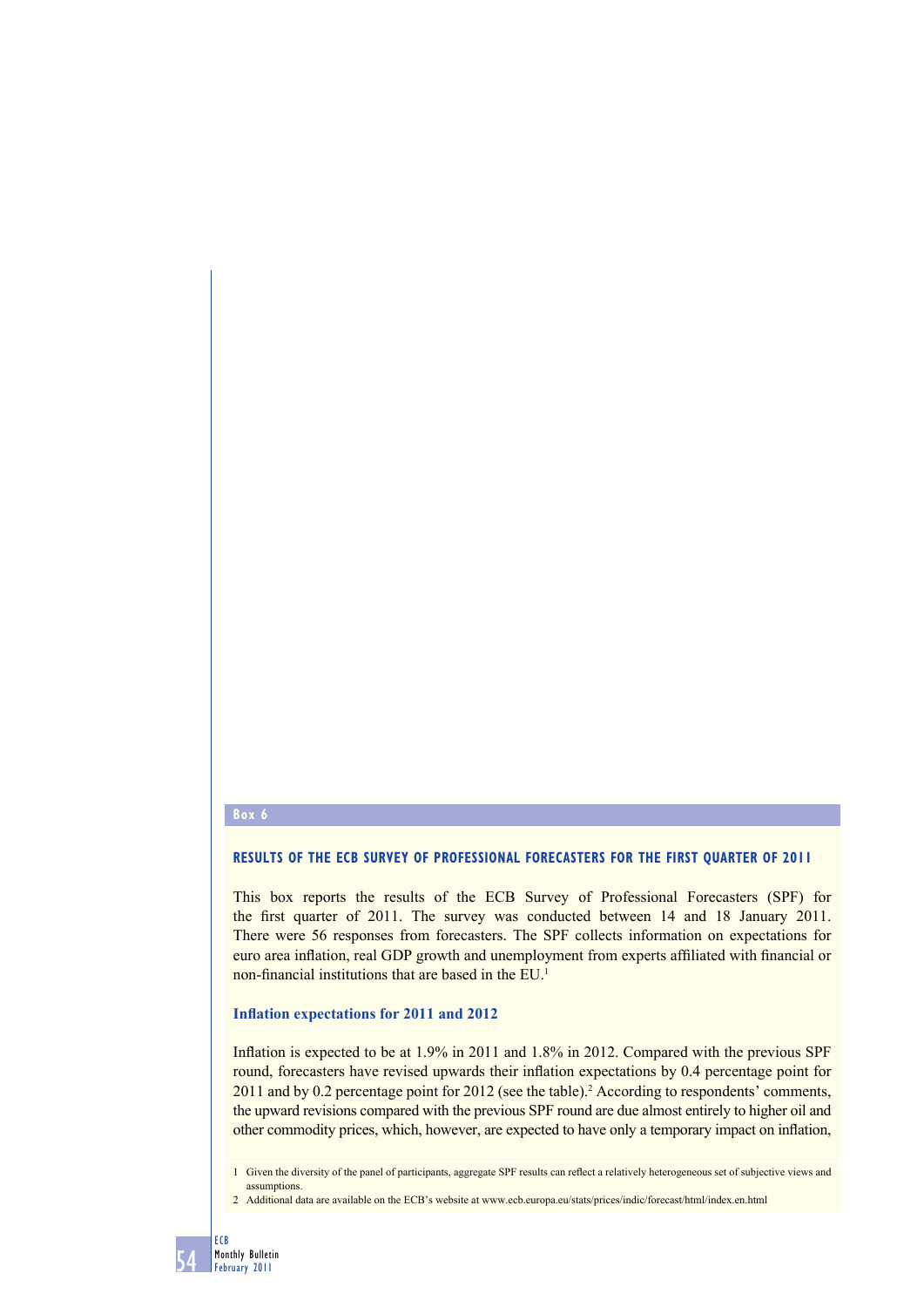**Box 6**

## RESULTS OF THE ECB SURVEY OF PROFESSIONAL FORECASTERS FOR THE FIRST QUARTER OF 2011

This box reports the results of the ECB Survey of Professional Forecasters (SPF) for the first quarter of 2011. The survey was conducted between 14 and 18 January 2011. There were 56 responses from forecasters. The SPF collects information on expectations for euro area inflation, real GDP growth and unemployment from experts affiliated with financial or non-financial institutions that are based in the EU.[1]

### Inflation expectations for 2011 and 2012

Inflation is expected to be at 1.9% in 2011 and 1.8% in 2012. Compared with the previous SPF round, forecasters have revised upwards their inflation expectations by 0.4 percentage point for 2011 and by 0.2 percentage point for 2012 (see the table).[2] According to respondents' comments, the upward revisions compared with the previous SPF round are due almost entirely to higher oil and other commodity prices, which, however, are expected to have only a temporary impact on inflation,

1 Given the diversity of the panel of participants, aggregate SPF results can reflect a relatively heterogeneous set of subjective views and assumptions.

2 Additional data are available on the ECB's website at www.ecb.europa.eu/stats/prices/indic/forecast/html/index.en.html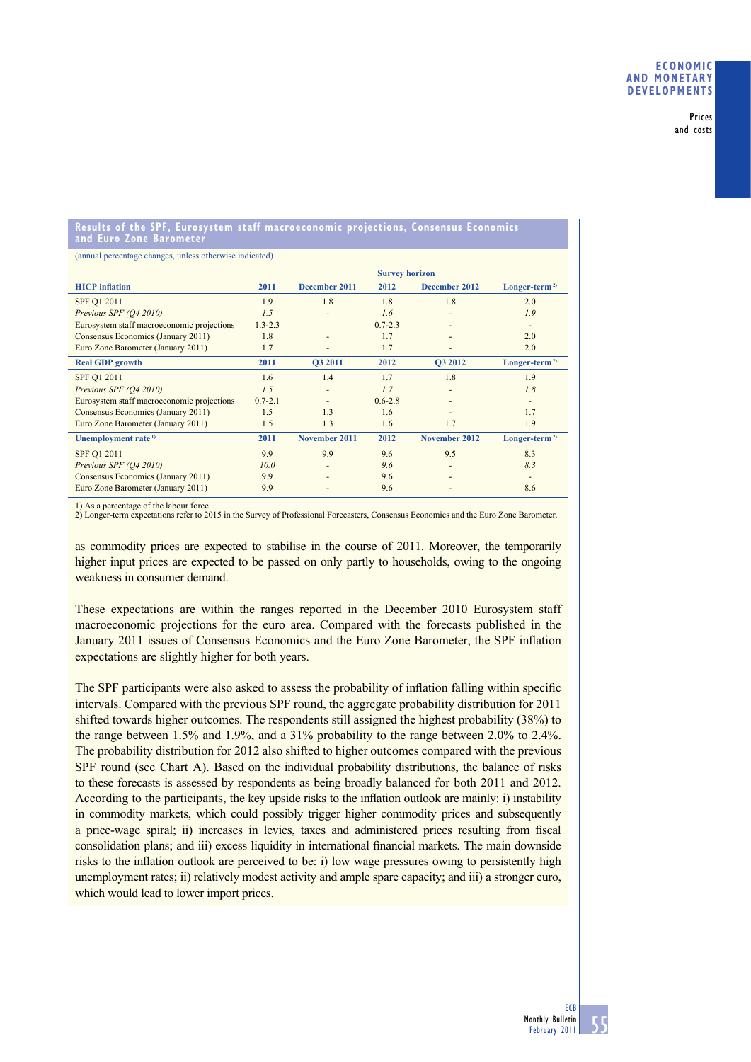**Results of the SPF, Eurosystem staff macroeconomic projections, Consensus Economics and Euro Zone Barometer**

(annual percentage changes, unless otherwise indicated)

| | Survey horizon | | | | |
|---|---|---|---|---|---|
| **HICP inflation** | **2011** | **December 2011** | **2012** | **December 2012** | **Longer-term** [2] |
| SPF Q1 2011 | 1.9 | 1.8 | 1.8 | 1.8 | 2.0 |
| *Previous SPF (Q4 2010)* | *1.5* | - | *1.6* | - | *1.9* |
| Eurosystem staff macroeconomic projections | 1.3-2.3 | | 0.7-2.3 | - | - |
| Consensus Economics (January 2011) | 1.8 | - | 1.7 | - | 2.0 |
| Euro Zone Barometer (January 2011) | 1.7 | - | 1.7 | - | 2.0 |
| **Real GDP growth** | **2011** | **Q3 2011** | **2012** | **Q3 2012** | **Longer-term** [2] |
| SPF Q1 2011 | 1.6 | 1.4 | 1.7 | 1.8 | 1.9 |
| *Previous SPF (Q4 2010)* | *1.5* | - | *1.7* | - | *1.8* |
| Eurosystem staff macroeconomic projections | 0.7-2.1 | - | 0.6-2.8 | - | - |
| Consensus Economics (January 2011) | 1.5 | 1.3 | 1.6 | - | 1.7 |
| Euro Zone Barometer (January 2011) | 1.5 | 1.3 | 1.6 | 1.7 | 1.9 |
| **Unemployment rate** [1] | **2011** | **November 2011** | **2012** | **November 2012** | **Longer-term** [2] |
| SPF Q1 2011 | 9.9 | 9.9 | 9.6 | 9.5 | 8.3 |
| *Previous SPF (Q4 2010)* | *10.0* | - | *9.6* | - | *8.3* |
| Consensus Economics (January 2011) | 9.9 | - | 9.6 | - | - |
| Euro Zone Barometer (January 2011) | 9.9 | - | 9.6 | - | 8.6 |

1) As a percentage of the labour force.
2) Longer-term expectations refer to 2015 in the Survey of Professional Forecasters, Consensus Economics and the Euro Zone Barometer.

as commodity prices are expected to stabilise in the course of 2011. Moreover, the temporarily higher input prices are expected to be passed on only partly to households, owing to the ongoing weakness in consumer demand.

These expectations are within the ranges reported in the December 2010 Eurosystem staff macroeconomic projections for the euro area. Compared with the forecasts published in the January 2011 issues of Consensus Economics and the Euro Zone Barometer, the SPF inflation expectations are slightly higher for both years.

The SPF participants were also asked to assess the probability of inflation falling within specific intervals. Compared with the previous SPF round, the aggregate probability distribution for 2011 shifted towards higher outcomes. The respondents still assigned the highest probability (38%) to the range between 1.5% and 1.9%, and a 31% probability to the range between 2.0% to 2.4%. The probability distribution for 2012 also shifted to higher outcomes compared with the previous SPF round (see Chart A). Based on the individual probability distributions, the balance of risks to these forecasts is assessed by respondents as being broadly balanced for both 2011 and 2012. According to the participants, the key upside risks to the inflation outlook are mainly: i) instability in commodity markets, which could possibly trigger higher commodity prices and subsequently a price-wage spiral; ii) increases in levies, taxes and administered prices resulting from fiscal consolidation plans; and iii) excess liquidity in international financial markets. The main downside risks to the inflation outlook are perceived to be: i) low wage pressures owing to persistently high unemployment rates; ii) relatively modest activity and ample spare capacity; and iii) a stronger euro, which would lead to lower import prices.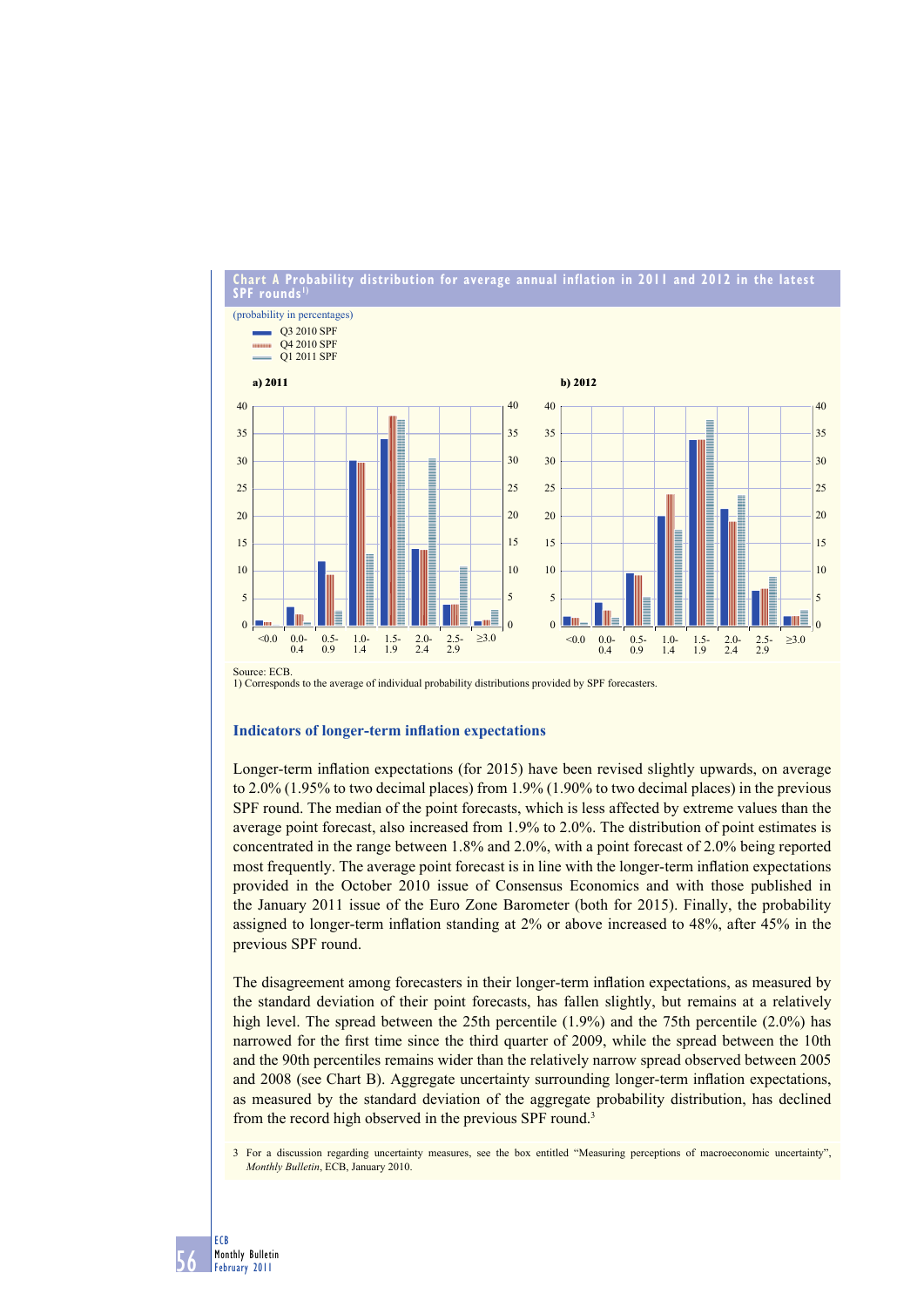**Chart A Probability distribution for average annual inflation in 2011 and 2012 in the latest SPF rounds[1)]**

(probability in percentages)

- Q3 2010 SPF
- Q4 2010 SPF
- Q1 2011 SPF

a) 2011

b) 2012

Source: ECB.
1) Corresponds to the average of individual probability distributions provided by SPF forecasters.

## Indicators of longer-term inflation expectations

Longer-term inflation expectations (for 2015) have been revised slightly upwards, on average to 2.0% (1.95% to two decimal places) from 1.9% (1.90% to two decimal places) in the previous SPF round. The median of the point forecasts, which is less affected by extreme values than the average point forecast, also increased from 1.9% to 2.0%. The distribution of point estimates is concentrated in the range between 1.8% and 2.0%, with a point forecast of 2.0% being reported most frequently. The average point forecast is in line with the longer-term inflation expectations provided in the October 2010 issue of Consensus Economics and with those published in the January 2011 issue of the Euro Zone Barometer (both for 2015). Finally, the probability assigned to longer-term inflation standing at 2% or above increased to 48%, after 45% in the previous SPF round.

The disagreement among forecasters in their longer-term inflation expectations, as measured by the standard deviation of their point forecasts, has fallen slightly, but remains at a relatively high level. The spread between the 25th percentile (1.9%) and the 75th percentile (2.0%) has narrowed for the first time since the third quarter of 2009, while the spread between the 10th and the 90th percentiles remains wider than the relatively narrow spread observed between 2005 and 2008 (see Chart B). Aggregate uncertainty surrounding longer-term inflation expectations, as measured by the standard deviation of the aggregate probability distribution, has declined from the record high observed in the previous SPF round.[3]

3 For a discussion regarding uncertainty measures, see the box entitled "Measuring perceptions of macroeconomic uncertainty", *Monthly Bulletin*, ECB, January 2010.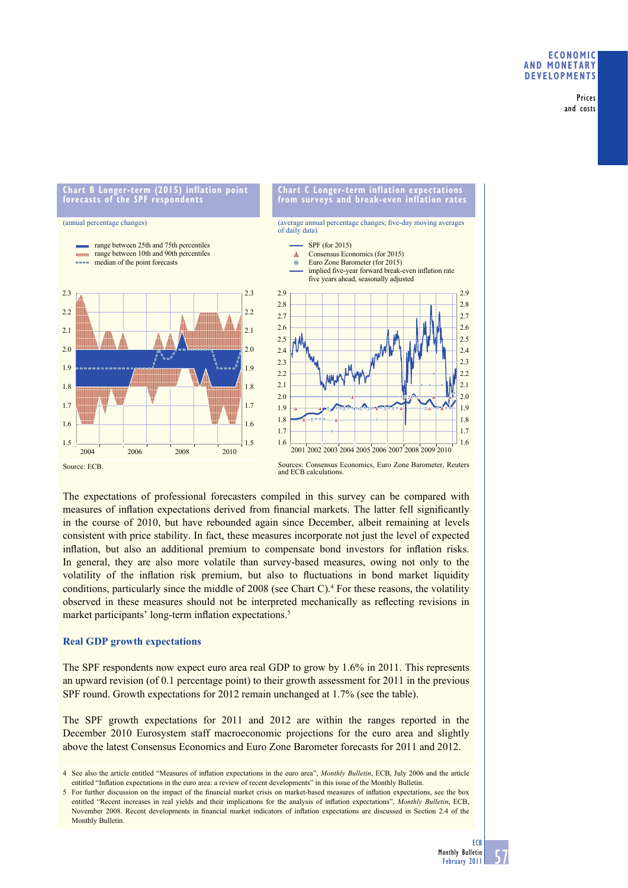**Chart B Longer-term (2015) inflation point forecasts of the SPF respondents**

(annual percentage changes)

- range between 25th and 75th percentiles
- range between 10th and 90th percentiles
- median of the point forecasts

Source: ECB.

**Chart C Longer-term inflation expectations from surveys and break-even inflation rates**

(average annual percentage changes; five-day moving averages of daily data)

- SPF (for 2015)
- Consensus Economics (for 2015)
- Euro Zone Barometer (for 2015)
- implied five-year forward break-even inflation rate five years ahead, seasonally adjusted

Sources: Consensus Economics, Euro Zone Barometer, Reuters and ECB calculations.

The expectations of professional forecasters compiled in this survey can be compared with measures of inflation expectations derived from financial markets. The latter fell significantly in the course of 2010, but have rebounded again since December, albeit remaining at levels consistent with price stability. In fact, these measures incorporate not just the level of expected inflation, but also an additional premium to compensate bond investors for inflation risks. In general, they are also more volatile than survey-based measures, owing not only to the volatility of the inflation risk premium, but also to fluctuations in bond market liquidity conditions, particularly since the middle of 2008 (see Chart C).[4] For these reasons, the volatility observed in these measures should not be interpreted mechanically as reflecting revisions in market participants' long-term inflation expectations.[5]

### Real GDP growth expectations

The SPF respondents now expect euro area real GDP to grow by 1.6% in 2011. This represents an upward revision (of 0.1 percentage point) to their growth assessment for 2011 in the previous SPF round. Growth expectations for 2012 remain unchanged at 1.7% (see the table).

The SPF growth expectations for 2011 and 2012 are within the ranges reported in the December 2010 Eurosystem staff macroeconomic projections for the euro area and slightly above the latest Consensus Economics and Euro Zone Barometer forecasts for 2011 and 2012.

4 See also the article entitled "Measures of inflation expectations in the euro area", *Monthly Bulletin*, ECB, July 2006 and the article entitled "Inflation expectations in the euro area: a review of recent developments" in this issue of the Monthly Bulletin.

5 For further discussion on the impact of the financial market crisis on market-based measures of inflation expectations, see the box entitled "Recent increases in real yields and their implications for the analysis of inflation expectations", *Monthly Bulletin*, ECB, November 2008. Recent developments in financial market indicators of inflation expectations are discussed in Section 2.4 of the Monthly Bulletin.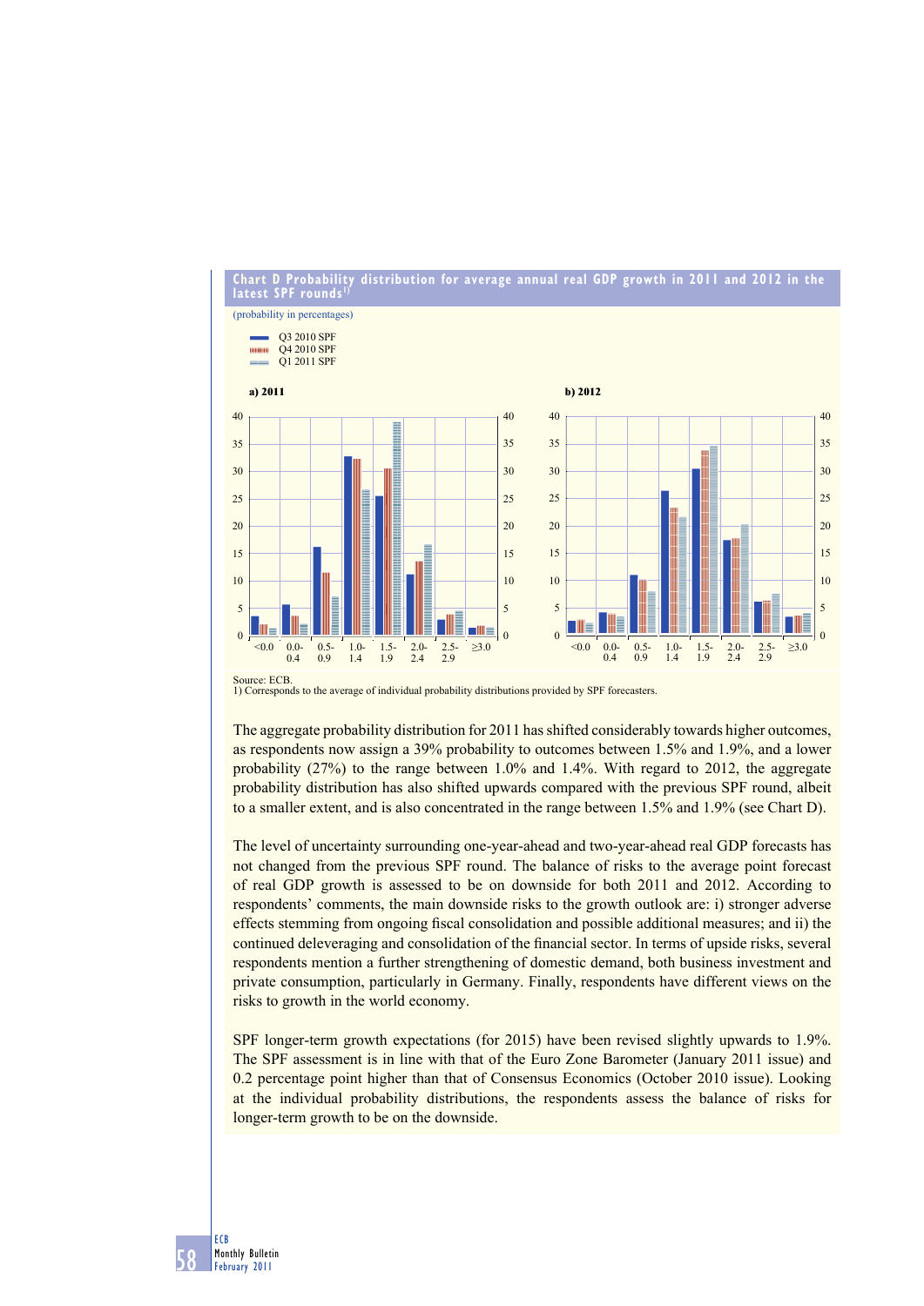**Chart D Probability distribution for average annual real GDP growth in 2011 and 2012 in the latest SPF rounds**[1]

(probability in percentages)

- Q3 2010 SPF
- Q4 2010 SPF
- Q1 2011 SPF

a) 2011

b) 2012

Source: ECB.
1) Corresponds to the average of individual probability distributions provided by SPF forecasters.

The aggregate probability distribution for 2011 has shifted considerably towards higher outcomes, as respondents now assign a 39% probability to outcomes between 1.5% and 1.9%, and a lower probability (27%) to the range between 1.0% and 1.4%. With regard to 2012, the aggregate probability distribution has also shifted upwards compared with the previous SPF round, albeit to a smaller extent, and is also concentrated in the range between 1.5% and 1.9% (see Chart D).

The level of uncertainty surrounding one-year-ahead and two-year-ahead real GDP forecasts has not changed from the previous SPF round. The balance of risks to the average point forecast of real GDP growth is assessed to be on downside for both 2011 and 2012. According to respondents' comments, the main downside risks to the growth outlook are: i) stronger adverse effects stemming from ongoing fiscal consolidation and possible additional measures; and ii) the continued deleveraging and consolidation of the financial sector. In terms of upside risks, several respondents mention a further strengthening of domestic demand, both business investment and private consumption, particularly in Germany. Finally, respondents have different views on the risks to growth in the world economy.

SPF longer-term growth expectations (for 2015) have been revised slightly upwards to 1.9%. The SPF assessment is in line with that of the Euro Zone Barometer (January 2011 issue) and 0.2 percentage point higher than that of Consensus Economics (October 2010 issue). Looking at the individual probability distributions, the respondents assess the balance of risks for longer-term growth to be on the downside.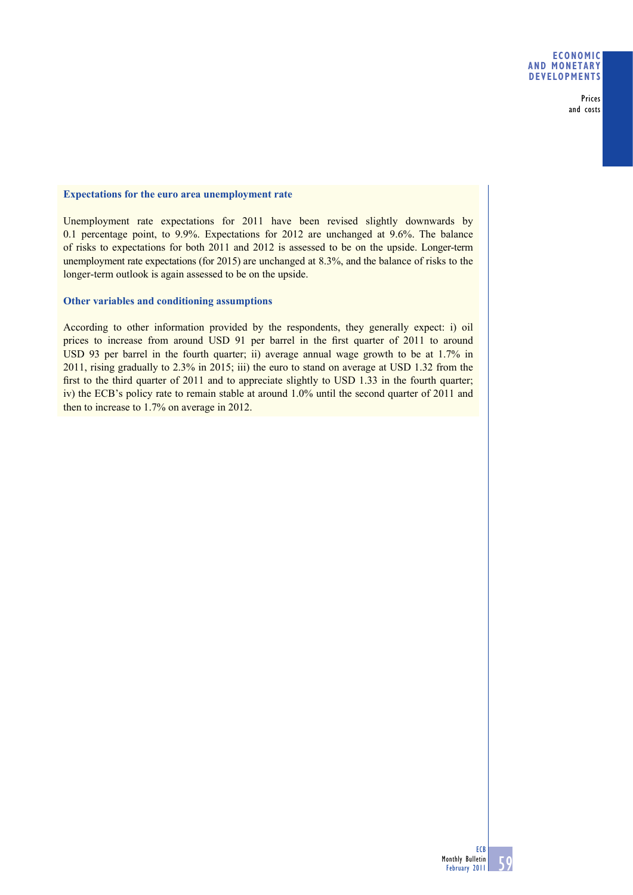### Expectations for the euro area unemployment rate

Unemployment rate expectations for 2011 have been revised slightly downwards by 0.1 percentage point, to 9.9%. Expectations for 2012 are unchanged at 9.6%. The balance of risks to expectations for both 2011 and 2012 is assessed to be on the upside. Longer-term unemployment rate expectations (for 2015) are unchanged at 8.3%, and the balance of risks to the longer-term outlook is again assessed to be on the upside.

### Other variables and conditioning assumptions

According to other information provided by the respondents, they generally expect: i) oil prices to increase from around USD 91 per barrel in the first quarter of 2011 to around USD 93 per barrel in the fourth quarter; ii) average annual wage growth to be at 1.7% in 2011, rising gradually to 2.3% in 2015; iii) the euro to stand on average at USD 1.32 from the first to the third quarter of 2011 and to appreciate slightly to USD 1.33 in the fourth quarter; iv) the ECB's policy rate to remain stable at around 1.0% until the second quarter of 2011 and then to increase to 1.7% on average in 2012.